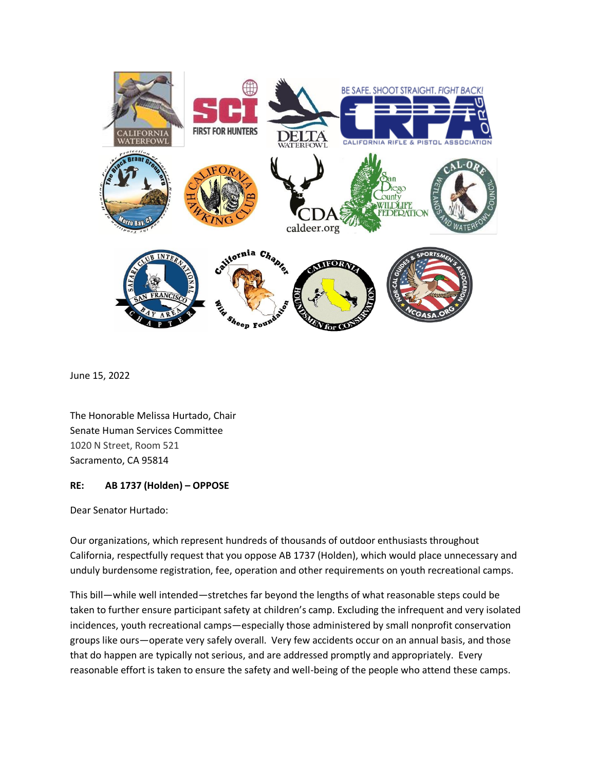June 15, 2022

The Honorable Melissa Hurtado, Chair
Senate Human Services Committee
1020 N Street, Room 521
Sacramento, CA 95814

**RE: AB 1737 (Holden) – OPPOSE**

Dear Senator Hurtado:

Our organizations, which represent hundreds of thousands of outdoor enthusiasts throughout California, respectfully request that you oppose AB 1737 (Holden), which would place unnecessary and unduly burdensome registration, fee, operation and other requirements on youth recreational camps.

This bill—while well intended—stretches far beyond the lengths of what reasonable steps could be taken to further ensure participant safety at children's camp. Excluding the infrequent and very isolated incidences, youth recreational camps—especially those administered by small nonprofit conservation groups like ours—operate very safely overall. Very few accidents occur on an annual basis, and those that do happen are typically not serious, and are addressed promptly and appropriately. Every reasonable effort is taken to ensure the safety and well-being of the people who attend these camps.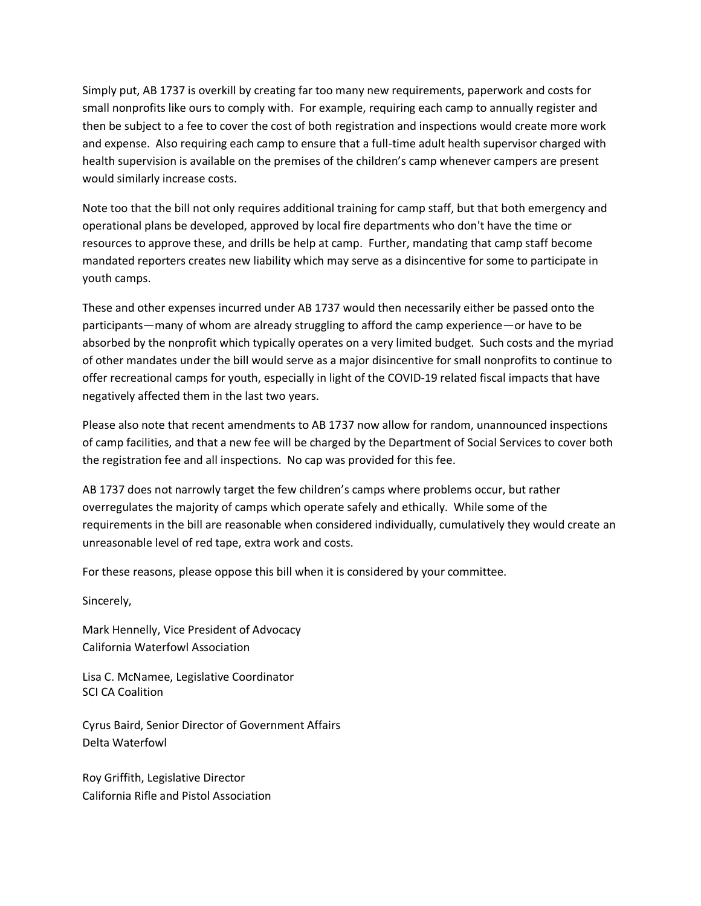Simply put, AB 1737 is overkill by creating far too many new requirements, paperwork and costs for small nonprofits like ours to comply with. For example, requiring each camp to annually register and then be subject to a fee to cover the cost of both registration and inspections would create more work and expense. Also requiring each camp to ensure that a full-time adult health supervisor charged with health supervision is available on the premises of the children's camp whenever campers are present would similarly increase costs.

Note too that the bill not only requires additional training for camp staff, but that both emergency and operational plans be developed, approved by local fire departments who don't have the time or resources to approve these, and drills be help at camp. Further, mandating that camp staff become mandated reporters creates new liability which may serve as a disincentive for some to participate in youth camps.

These and other expenses incurred under AB 1737 would then necessarily either be passed onto the participants—many of whom are already struggling to afford the camp experience—or have to be absorbed by the nonprofit which typically operates on a very limited budget. Such costs and the myriad of other mandates under the bill would serve as a major disincentive for small nonprofits to continue to offer recreational camps for youth, especially in light of the COVID-19 related fiscal impacts that have negatively affected them in the last two years.

Please also note that recent amendments to AB 1737 now allow for random, unannounced inspections of camp facilities, and that a new fee will be charged by the Department of Social Services to cover both the registration fee and all inspections. No cap was provided for this fee.

AB 1737 does not narrowly target the few children's camps where problems occur, but rather overregulates the majority of camps which operate safely and ethically. While some of the requirements in the bill are reasonable when considered individually, cumulatively they would create an unreasonable level of red tape, extra work and costs.

For these reasons, please oppose this bill when it is considered by your committee.

Sincerely,

Mark Hennelly, Vice President of Advocacy
California Waterfowl Association

Lisa C. McNamee, Legislative Coordinator
SCI CA Coalition

Cyrus Baird, Senior Director of Government Affairs
Delta Waterfowl

Roy Griffith, Legislative Director
California Rifle and Pistol Association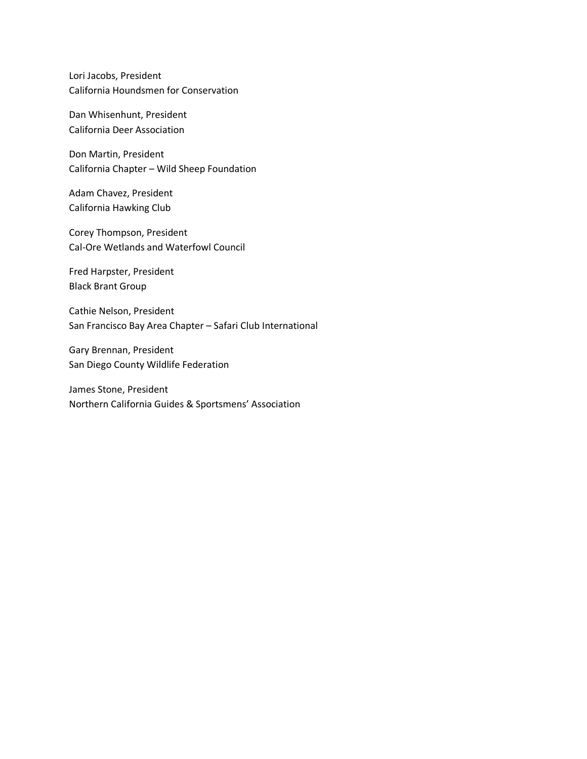Lori Jacobs, President  
California Houndsmen for Conservation

Dan Whisenhunt, President  
California Deer Association

Don Martin, President  
California Chapter – Wild Sheep Foundation

Adam Chavez, President  
California Hawking Club

Corey Thompson, President  
Cal-Ore Wetlands and Waterfowl Council

Fred Harpster, President  
Black Brant Group

Cathie Nelson, President  
San Francisco Bay Area Chapter – Safari Club International

Gary Brennan, President  
San Diego County Wildlife Federation

James Stone, President  
Northern California Guides & Sportsmens' Association